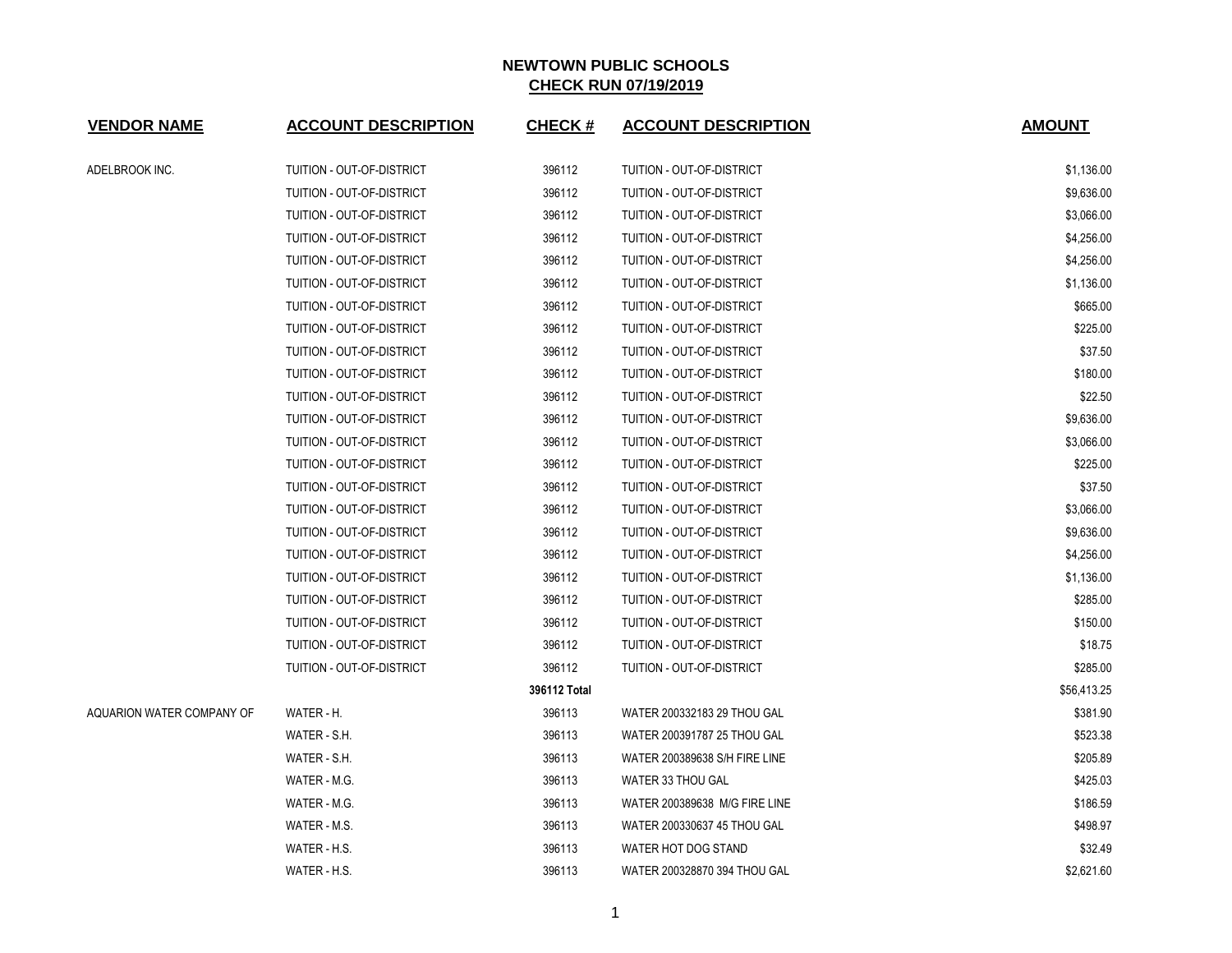# NEWTOWN PUBLIC SCHOOLS

## CHECK RUN 07/19/2019

| VENDOR NAME | ACCOUNT DESCRIPTION | CHECK # | ACCOUNT DESCRIPTION | AMOUNT |
|---|---|---|---|---|
| ADELBROOK INC. | TUITION - OUT-OF-DISTRICT | 396112 | TUITION - OUT-OF-DISTRICT | $1,136.00 |
| | TUITION - OUT-OF-DISTRICT | 396112 | TUITION - OUT-OF-DISTRICT | $9,636.00 |
| | TUITION - OUT-OF-DISTRICT | 396112 | TUITION - OUT-OF-DISTRICT | $3,066.00 |
| | TUITION - OUT-OF-DISTRICT | 396112 | TUITION - OUT-OF-DISTRICT | $4,256.00 |
| | TUITION - OUT-OF-DISTRICT | 396112 | TUITION - OUT-OF-DISTRICT | $4,256.00 |
| | TUITION - OUT-OF-DISTRICT | 396112 | TUITION - OUT-OF-DISTRICT | $1,136.00 |
| | TUITION - OUT-OF-DISTRICT | 396112 | TUITION - OUT-OF-DISTRICT | $665.00 |
| | TUITION - OUT-OF-DISTRICT | 396112 | TUITION - OUT-OF-DISTRICT | $225.00 |
| | TUITION - OUT-OF-DISTRICT | 396112 | TUITION - OUT-OF-DISTRICT | $37.50 |
| | TUITION - OUT-OF-DISTRICT | 396112 | TUITION - OUT-OF-DISTRICT | $180.00 |
| | TUITION - OUT-OF-DISTRICT | 396112 | TUITION - OUT-OF-DISTRICT | $22.50 |
| | TUITION - OUT-OF-DISTRICT | 396112 | TUITION - OUT-OF-DISTRICT | $9,636.00 |
| | TUITION - OUT-OF-DISTRICT | 396112 | TUITION - OUT-OF-DISTRICT | $3,066.00 |
| | TUITION - OUT-OF-DISTRICT | 396112 | TUITION - OUT-OF-DISTRICT | $225.00 |
| | TUITION - OUT-OF-DISTRICT | 396112 | TUITION - OUT-OF-DISTRICT | $37.50 |
| | TUITION - OUT-OF-DISTRICT | 396112 | TUITION - OUT-OF-DISTRICT | $3,066.00 |
| | TUITION - OUT-OF-DISTRICT | 396112 | TUITION - OUT-OF-DISTRICT | $9,636.00 |
| | TUITION - OUT-OF-DISTRICT | 396112 | TUITION - OUT-OF-DISTRICT | $4,256.00 |
| | TUITION - OUT-OF-DISTRICT | 396112 | TUITION - OUT-OF-DISTRICT | $1,136.00 |
| | TUITION - OUT-OF-DISTRICT | 396112 | TUITION - OUT-OF-DISTRICT | $285.00 |
| | TUITION - OUT-OF-DISTRICT | 396112 | TUITION - OUT-OF-DISTRICT | $150.00 |
| | TUITION - OUT-OF-DISTRICT | 396112 | TUITION - OUT-OF-DISTRICT | $18.75 |
| | TUITION - OUT-OF-DISTRICT | 396112 | TUITION - OUT-OF-DISTRICT | $285.00 |
| | | **396112 Total** | | $56,413.25 |
| AQUARION WATER COMPANY OF | WATER - H. | 396113 | WATER 200332183 29 THOU GAL | $381.90 |
| | WATER - S.H. | 396113 | WATER 200391787 25 THOU GAL | $523.38 |
| | WATER - S.H. | 396113 | WATER 200389638 S/H FIRE LINE | $205.89 |
| | WATER - M.G. | 396113 | WATER 33 THOU GAL | $425.03 |
| | WATER - M.G. | 396113 | WATER 200389638 M/G FIRE LINE | $186.59 |
| | WATER - M.S. | 396113 | WATER 200330637 45 THOU GAL | $498.97 |
| | WATER - H.S. | 396113 | WATER HOT DOG STAND | $32.49 |
| | WATER - H.S. | 396113 | WATER 200328870 394 THOU GAL | $2,621.60 |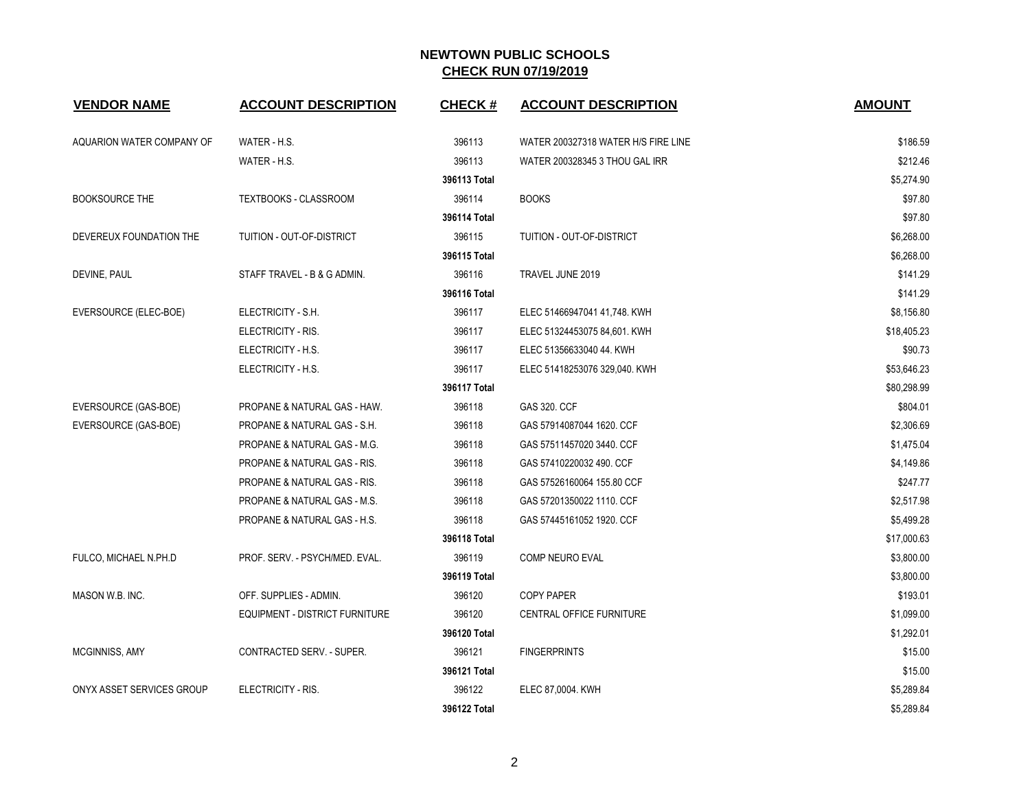# NEWTOWN PUBLIC SCHOOLS

## CHECK RUN 07/19/2019

| VENDOR NAME | ACCOUNT DESCRIPTION | CHECK # | ACCOUNT DESCRIPTION | AMOUNT |
|---|---|---|---|---|
| AQUARION WATER COMPANY OF | WATER - H.S. | 396113 | WATER 200327318 WATER H/S FIRE LINE | $186.59 |
| | WATER - H.S. | 396113 | WATER 200328345 3 THOU GAL IRR | $212.46 |
| | | **396113 Total** | | $5,274.90 |
| BOOKSOURCE THE | TEXTBOOKS - CLASSROOM | 396114 | BOOKS | $97.80 |
| | | **396114 Total** | | $97.80 |
| DEVEREUX FOUNDATION THE | TUITION - OUT-OF-DISTRICT | 396115 | TUITION - OUT-OF-DISTRICT | $6,268.00 |
| | | **396115 Total** | | $6,268.00 |
| DEVINE, PAUL | STAFF TRAVEL - B & G ADMIN. | 396116 | TRAVEL JUNE 2019 | $141.29 |
| | | **396116 Total** | | $141.29 |
| EVERSOURCE (ELEC-BOE) | ELECTRICITY - S.H. | 396117 | ELEC 51466947041 41,748. KWH | $8,156.80 |
| | ELECTRICITY - RIS. | 396117 | ELEC 51324453075 84,601. KWH | $18,405.23 |
| | ELECTRICITY - H.S. | 396117 | ELEC 51356633040 44. KWH | $90.73 |
| | ELECTRICITY - H.S. | 396117 | ELEC 51418253076 329,040. KWH | $53,646.23 |
| | | **396117 Total** | | $80,298.99 |
| EVERSOURCE (GAS-BOE) | PROPANE & NATURAL GAS - HAW. | 396118 | GAS 320. CCF | $804.01 |
| EVERSOURCE (GAS-BOE) | PROPANE & NATURAL GAS - S.H. | 396118 | GAS 57914087044 1620. CCF | $2,306.69 |
| | PROPANE & NATURAL GAS - M.G. | 396118 | GAS 57511457020 3440. CCF | $1,475.04 |
| | PROPANE & NATURAL GAS - RIS. | 396118 | GAS 57410220032 490. CCF | $4,149.86 |
| | PROPANE & NATURAL GAS - RIS. | 396118 | GAS 57526160064 155.80 CCF | $247.77 |
| | PROPANE & NATURAL GAS - M.S. | 396118 | GAS 57201350022 1110. CCF | $2,517.98 |
| | PROPANE & NATURAL GAS - H.S. | 396118 | GAS 57445161052 1920. CCF | $5,499.28 |
| | | **396118 Total** | | $17,000.63 |
| FULCO, MICHAEL N.PH.D | PROF. SERV. - PSYCH/MED. EVAL. | 396119 | COMP NEURO EVAL | $3,800.00 |
| | | **396119 Total** | | $3,800.00 |
| MASON W.B. INC. | OFF. SUPPLIES - ADMIN. | 396120 | COPY PAPER | $193.01 |
| | EQUIPMENT - DISTRICT FURNITURE | 396120 | CENTRAL OFFICE FURNITURE | $1,099.00 |
| | | **396120 Total** | | $1,292.01 |
| MCGINNISS, AMY | CONTRACTED SERV. - SUPER. | 396121 | FINGERPRINTS | $15.00 |
| | | **396121 Total** | | $15.00 |
| ONYX ASSET SERVICES GROUP | ELECTRICITY - RIS. | 396122 | ELEC 87,0004. KWH | $5,289.84 |
| | | **396122 Total** | | $5,289.84 |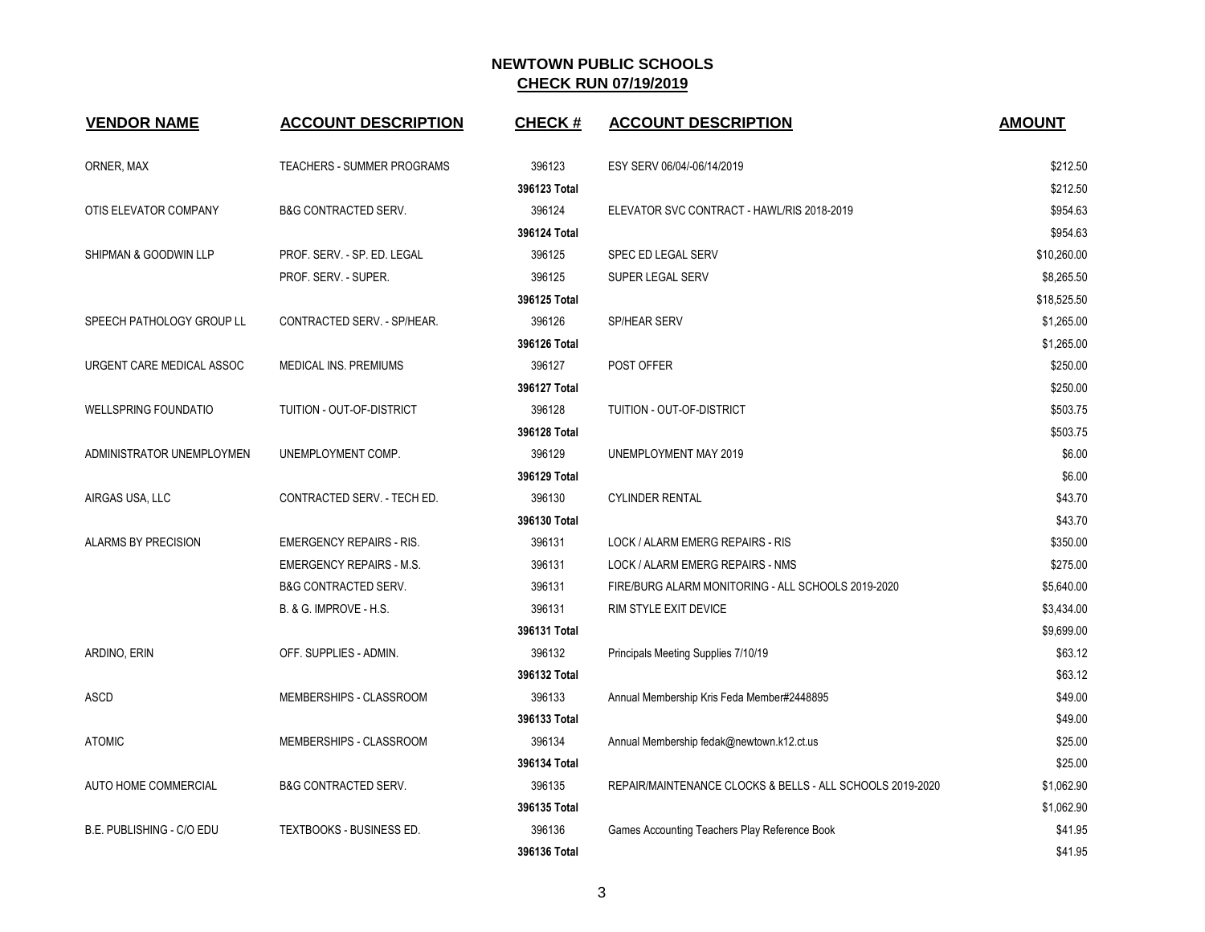**NEWTOWN PUBLIC SCHOOLS**
**CHECK RUN 07/19/2019**

| VENDOR NAME | ACCOUNT DESCRIPTION | CHECK # | ACCOUNT DESCRIPTION | AMOUNT |
|---|---|---|---|---|
| ORNER, MAX | TEACHERS - SUMMER PROGRAMS | 396123 | ESY SERV 06/04/-06/14/2019 | $212.50 |
| | | **396123 Total** | | $212.50 |
| OTIS ELEVATOR COMPANY | B&G CONTRACTED SERV. | 396124 | ELEVATOR SVC CONTRACT - HAWL/RIS 2018-2019 | $954.63 |
| | | **396124 Total** | | $954.63 |
| SHIPMAN & GOODWIN LLP | PROF. SERV. - SP. ED. LEGAL | 396125 | SPEC ED LEGAL SERV | $10,260.00 |
| | PROF. SERV. - SUPER. | 396125 | SUPER LEGAL SERV | $8,265.50 |
| | | **396125 Total** | | $18,525.50 |
| SPEECH PATHOLOGY GROUP LL | CONTRACTED SERV. - SP/HEAR. | 396126 | SP/HEAR SERV | $1,265.00 |
| | | **396126 Total** | | $1,265.00 |
| URGENT CARE MEDICAL ASSOC | MEDICAL INS. PREMIUMS | 396127 | POST OFFER | $250.00 |
| | | **396127 Total** | | $250.00 |
| WELLSPRING FOUNDATIO | TUITION - OUT-OF-DISTRICT | 396128 | TUITION - OUT-OF-DISTRICT | $503.75 |
| | | **396128 Total** | | $503.75 |
| ADMINISTRATOR UNEMPLOYMEN | UNEMPLOYMENT COMP. | 396129 | UNEMPLOYMENT MAY 2019 | $6.00 |
| | | **396129 Total** | | $6.00 |
| AIRGAS USA, LLC | CONTRACTED SERV. - TECH ED. | 396130 | CYLINDER RENTAL | $43.70 |
| | | **396130 Total** | | $43.70 |
| ALARMS BY PRECISION | EMERGENCY REPAIRS - RIS. | 396131 | LOCK / ALARM EMERG REPAIRS - RIS | $350.00 |
| | EMERGENCY REPAIRS - M.S. | 396131 | LOCK / ALARM EMERG REPAIRS - NMS | $275.00 |
| | B&G CONTRACTED SERV. | 396131 | FIRE/BURG ALARM MONITORING - ALL SCHOOLS 2019-2020 | $5,640.00 |
| | B. & G. IMPROVE - H.S. | 396131 | RIM STYLE EXIT DEVICE | $3,434.00 |
| | | **396131 Total** | | $9,699.00 |
| ARDINO, ERIN | OFF. SUPPLIES - ADMIN. | 396132 | Principals Meeting Supplies 7/10/19 | $63.12 |
| | | **396132 Total** | | $63.12 |
| ASCD | MEMBERSHIPS - CLASSROOM | 396133 | Annual Membership Kris Feda Member#2448895 | $49.00 |
| | | **396133 Total** | | $49.00 |
| ATOMIC | MEMBERSHIPS - CLASSROOM | 396134 | Annual Membership fedak@newtown.k12.ct.us | $25.00 |
| | | **396134 Total** | | $25.00 |
| AUTO HOME COMMERCIAL | B&G CONTRACTED SERV. | 396135 | REPAIR/MAINTENANCE CLOCKS & BELLS - ALL SCHOOLS 2019-2020 | $1,062.90 |
| | | **396135 Total** | | $1,062.90 |
| B.E. PUBLISHING - C/O EDU | TEXTBOOKS - BUSINESS ED. | 396136 | Games Accounting Teachers Play Reference Book | $41.95 |
| | | **396136 Total** | | $41.95 |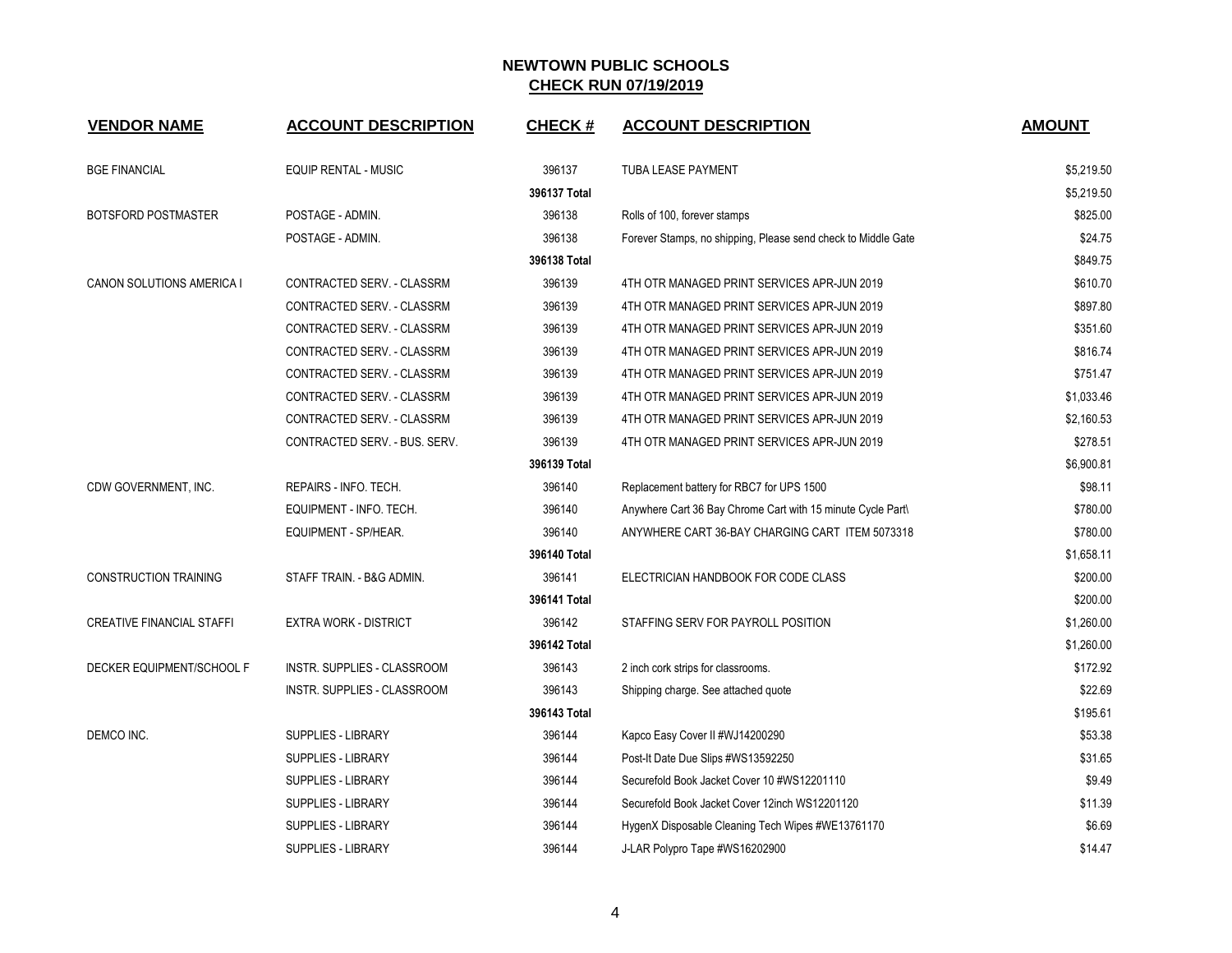# NEWTOWN PUBLIC SCHOOLS
## CHECK RUN 07/19/2019

| VENDOR NAME | ACCOUNT DESCRIPTION | CHECK # | ACCOUNT DESCRIPTION | AMOUNT |
|---|---|---|---|---|
| BGE FINANCIAL | EQUIP RENTAL - MUSIC | 396137 | TUBA LEASE PAYMENT | $5,219.50 |
| | | 396137 Total | | $5,219.50 |
| BOTSFORD POSTMASTER | POSTAGE - ADMIN. | 396138 | Rolls of 100, forever stamps | $825.00 |
| | POSTAGE - ADMIN. | 396138 | Forever Stamps, no shipping, Please send check to Middle Gate | $24.75 |
| | | 396138 Total | | $849.75 |
| CANON SOLUTIONS AMERICA I | CONTRACTED SERV. - CLASSRM | 396139 | 4TH QTR MANAGED PRINT SERVICES APR-JUN 2019 | $610.70 |
| | CONTRACTED SERV. - CLASSRM | 396139 | 4TH QTR MANAGED PRINT SERVICES APR-JUN 2019 | $897.80 |
| | CONTRACTED SERV. - CLASSRM | 396139 | 4TH QTR MANAGED PRINT SERVICES APR-JUN 2019 | $351.60 |
| | CONTRACTED SERV. - CLASSRM | 396139 | 4TH QTR MANAGED PRINT SERVICES APR-JUN 2019 | $816.74 |
| | CONTRACTED SERV. - CLASSRM | 396139 | 4TH QTR MANAGED PRINT SERVICES APR-JUN 2019 | $751.47 |
| | CONTRACTED SERV. - CLASSRM | 396139 | 4TH QTR MANAGED PRINT SERVICES APR-JUN 2019 | $1,033.46 |
| | CONTRACTED SERV. - CLASSRM | 396139 | 4TH QTR MANAGED PRINT SERVICES APR-JUN 2019 | $2,160.53 |
| | CONTRACTED SERV. - BUS. SERV. | 396139 | 4TH QTR MANAGED PRINT SERVICES APR-JUN 2019 | $278.51 |
| | | 396139 Total | | $6,900.81 |
| CDW GOVERNMENT, INC. | REPAIRS - INFO. TECH. | 396140 | Replacement battery for RBC7 for UPS 1500 | $98.11 |
| | EQUIPMENT - INFO. TECH. | 396140 | Anywhere Cart 36 Bay Chrome Cart with 15 minute Cycle Part\ | $780.00 |
| | EQUIPMENT - SP/HEAR. | 396140 | ANYWHERE CART 36-BAY CHARGING CART ITEM 5073318 | $780.00 |
| | | 396140 Total | | $1,658.11 |
| CONSTRUCTION TRAINING | STAFF TRAIN. - B&G ADMIN. | 396141 | ELECTRICIAN HANDBOOK FOR CODE CLASS | $200.00 |
| | | 396141 Total | | $200.00 |
| CREATIVE FINANCIAL STAFFI | EXTRA WORK - DISTRICT | 396142 | STAFFING SERV FOR PAYROLL POSITION | $1,260.00 |
| | | 396142 Total | | $1,260.00 |
| DECKER EQUIPMENT/SCHOOL F | INSTR. SUPPLIES - CLASSROOM | 396143 | 2 inch cork strips for classrooms. | $172.92 |
| | INSTR. SUPPLIES - CLASSROOM | 396143 | Shipping charge. See attached quote | $22.69 |
| | | 396143 Total | | $195.61 |
| DEMCO INC. | SUPPLIES - LIBRARY | 396144 | Kapco Easy Cover II #WJ14200290 | $53.38 |
| | SUPPLIES - LIBRARY | 396144 | Post-It Date Due Slips #WS13592250 | $31.65 |
| | SUPPLIES - LIBRARY | 396144 | Securefold Book Jacket Cover 10 #WS12201110 | $9.49 |
| | SUPPLIES - LIBRARY | 396144 | Securefold Book Jacket Cover 12inch WS12201120 | $11.39 |
| | SUPPLIES - LIBRARY | 396144 | HygenX Disposable Cleaning Tech Wipes #WE13761170 | $6.69 |
| | SUPPLIES - LIBRARY | 396144 | J-LAR Polypro Tape #WS16202900 | $14.47 |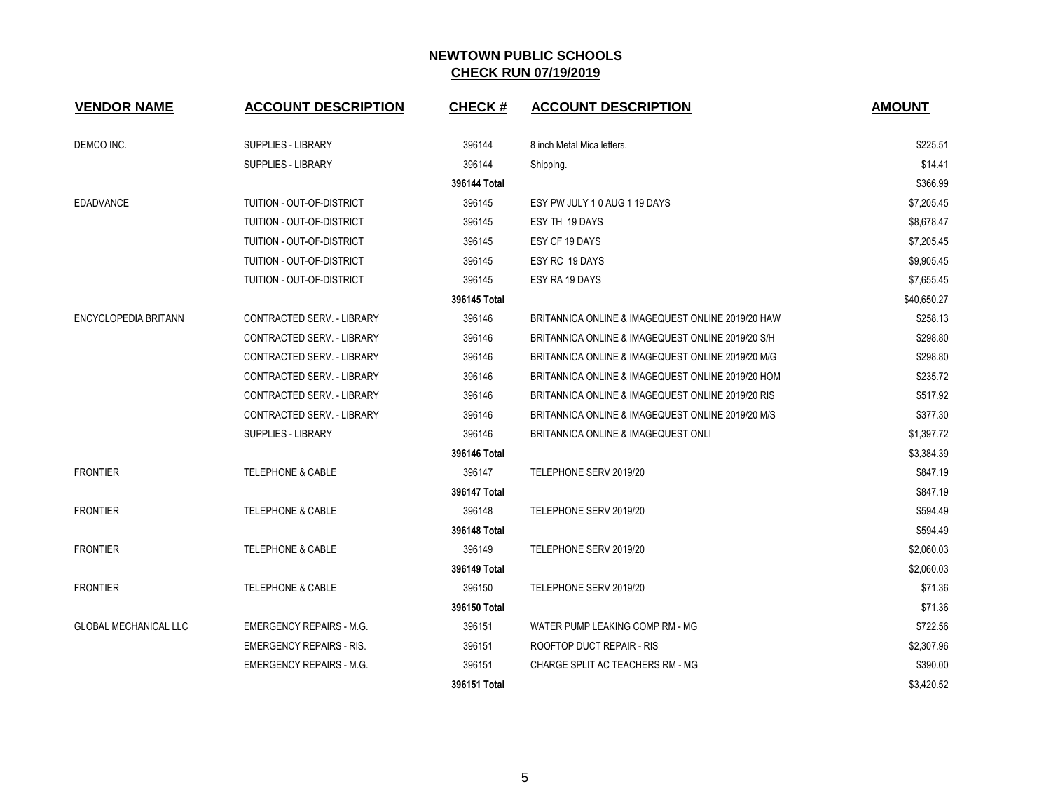## NEWTOWN PUBLIC SCHOOLS

## CHECK RUN 07/19/2019

| VENDOR NAME | ACCOUNT DESCRIPTION | CHECK # | ACCOUNT DESCRIPTION | AMOUNT |
|---|---|---|---|---|
| DEMCO INC. | SUPPLIES - LIBRARY | 396144 | 8 inch Metal Mica letters. | $225.51 |
| | SUPPLIES - LIBRARY | 396144 | Shipping. | $14.41 |
| | | **396144 Total** | | $366.99 |
| EDADVANCE | TUITION - OUT-OF-DISTRICT | 396145 | ESY PW JULY 1 0 AUG 1 19 DAYS | $7,205.45 |
| | TUITION - OUT-OF-DISTRICT | 396145 | ESY TH 19 DAYS | $8,678.47 |
| | TUITION - OUT-OF-DISTRICT | 396145 | ESY CF 19 DAYS | $7,205.45 |
| | TUITION - OUT-OF-DISTRICT | 396145 | ESY RC 19 DAYS | $9,905.45 |
| | TUITION - OUT-OF-DISTRICT | 396145 | ESY RA 19 DAYS | $7,655.45 |
| | | **396145 Total** | | $40,650.27 |
| ENCYCLOPEDIA BRITANN | CONTRACTED SERV. - LIBRARY | 396146 | BRITANNICA ONLINE & IMAGEQUEST ONLINE 2019/20 HAW | $258.13 |
| | CONTRACTED SERV. - LIBRARY | 396146 | BRITANNICA ONLINE & IMAGEQUEST ONLINE 2019/20 S/H | $298.80 |
| | CONTRACTED SERV. - LIBRARY | 396146 | BRITANNICA ONLINE & IMAGEQUEST ONLINE 2019/20 M/G | $298.80 |
| | CONTRACTED SERV. - LIBRARY | 396146 | BRITANNICA ONLINE & IMAGEQUEST ONLINE 2019/20 HOM | $235.72 |
| | CONTRACTED SERV. - LIBRARY | 396146 | BRITANNICA ONLINE & IMAGEQUEST ONLINE 2019/20 RIS | $517.92 |
| | CONTRACTED SERV. - LIBRARY | 396146 | BRITANNICA ONLINE & IMAGEQUEST ONLINE 2019/20 M/S | $377.30 |
| | SUPPLIES - LIBRARY | 396146 | BRITANNICA ONLINE & IMAGEQUEST ONLI | $1,397.72 |
| | | **396146 Total** | | $3,384.39 |
| FRONTIER | TELEPHONE & CABLE | 396147 | TELEPHONE SERV 2019/20 | $847.19 |
| | | **396147 Total** | | $847.19 |
| FRONTIER | TELEPHONE & CABLE | 396148 | TELEPHONE SERV 2019/20 | $594.49 |
| | | **396148 Total** | | $594.49 |
| FRONTIER | TELEPHONE & CABLE | 396149 | TELEPHONE SERV 2019/20 | $2,060.03 |
| | | **396149 Total** | | $2,060.03 |
| FRONTIER | TELEPHONE & CABLE | 396150 | TELEPHONE SERV 2019/20 | $71.36 |
| | | **396150 Total** | | $71.36 |
| GLOBAL MECHANICAL LLC | EMERGENCY REPAIRS - M.G. | 396151 | WATER PUMP LEAKING COMP RM - MG | $722.56 |
| | EMERGENCY REPAIRS - RIS. | 396151 | ROOFTOP DUCT REPAIR - RIS | $2,307.96 |
| | EMERGENCY REPAIRS - M.G. | 396151 | CHARGE SPLIT AC TEACHERS RM - MG | $390.00 |
| | | **396151 Total** | | $3,420.52 |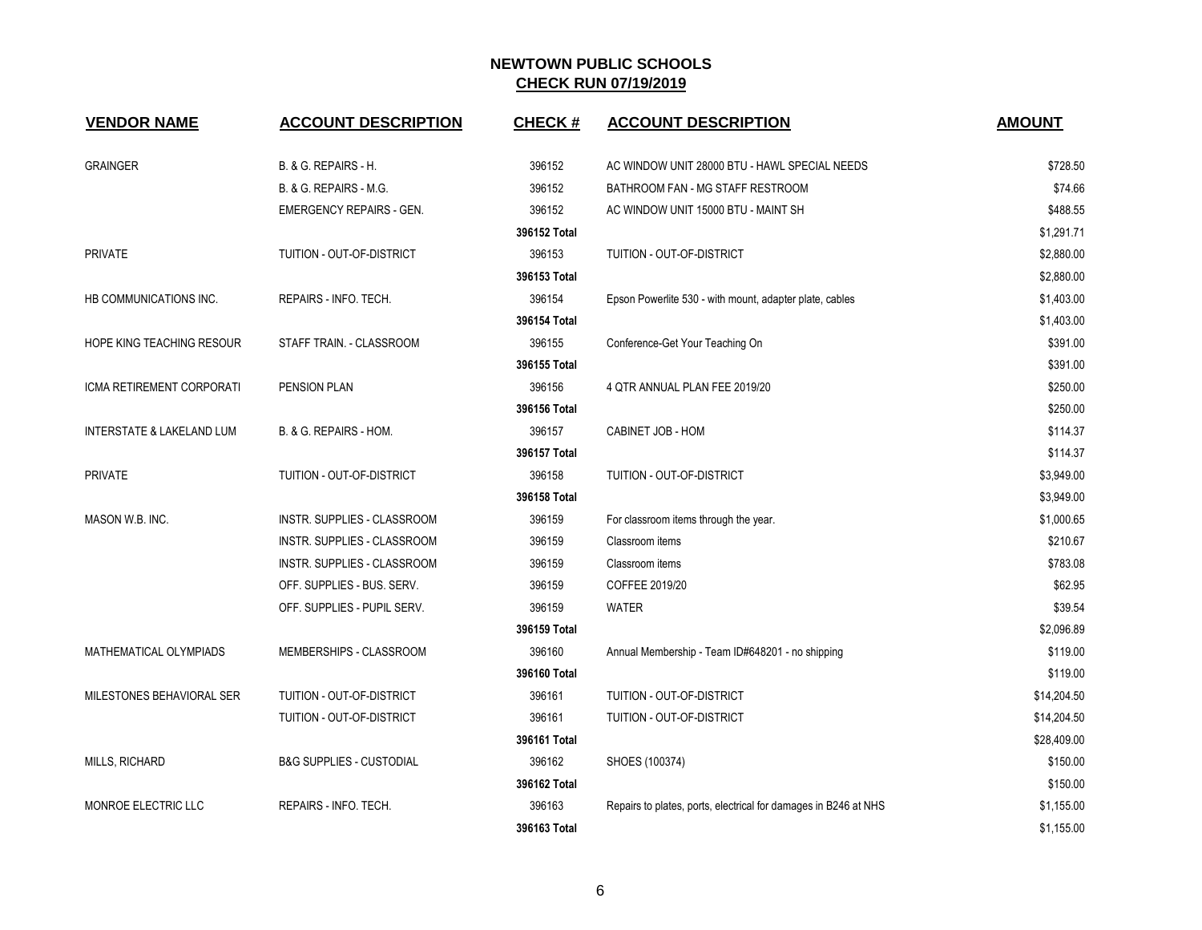# NEWTOWN PUBLIC SCHOOLS

## CHECK RUN 07/19/2019

| VENDOR NAME | ACCOUNT DESCRIPTION | CHECK # | ACCOUNT DESCRIPTION | AMOUNT |
|---|---|---|---|---|
| GRAINGER | B. & G. REPAIRS - H. | 396152 | AC WINDOW UNIT 28000 BTU - HAWL SPECIAL NEEDS | $728.50 |
| | B. & G. REPAIRS - M.G. | 396152 | BATHROOM FAN - MG STAFF RESTROOM | $74.66 |
| | EMERGENCY REPAIRS - GEN. | 396152 | AC WINDOW UNIT 15000 BTU - MAINT SH | $488.55 |
| | | 396152 Total | | $1,291.71 |
| PRIVATE | TUITION - OUT-OF-DISTRICT | 396153 | TUITION - OUT-OF-DISTRICT | $2,880.00 |
| | | 396153 Total | | $2,880.00 |
| HB COMMUNICATIONS INC. | REPAIRS - INFO. TECH. | 396154 | Epson Powerlite 530 - with mount, adapter plate, cables | $1,403.00 |
| | | 396154 Total | | $1,403.00 |
| HOPE KING TEACHING RESOUR | STAFF TRAIN. - CLASSROOM | 396155 | Conference-Get Your Teaching On | $391.00 |
| | | 396155 Total | | $391.00 |
| ICMA RETIREMENT CORPORATI | PENSION PLAN | 396156 | 4 QTR ANNUAL PLAN FEE 2019/20 | $250.00 |
| | | 396156 Total | | $250.00 |
| INTERSTATE & LAKELAND LUM | B. & G. REPAIRS - HOM. | 396157 | CABINET JOB - HOM | $114.37 |
| | | 396157 Total | | $114.37 |
| PRIVATE | TUITION - OUT-OF-DISTRICT | 396158 | TUITION - OUT-OF-DISTRICT | $3,949.00 |
| | | 396158 Total | | $3,949.00 |
| MASON W.B. INC. | INSTR. SUPPLIES - CLASSROOM | 396159 | For classroom items through the year. | $1,000.65 |
| | INSTR. SUPPLIES - CLASSROOM | 396159 | Classroom items | $210.67 |
| | INSTR. SUPPLIES - CLASSROOM | 396159 | Classroom items | $783.08 |
| | OFF. SUPPLIES - BUS. SERV. | 396159 | COFFEE 2019/20 | $62.95 |
| | OFF. SUPPLIES - PUPIL SERV. | 396159 | WATER | $39.54 |
| | | 396159 Total | | $2,096.89 |
| MATHEMATICAL OLYMPIADS | MEMBERSHIPS - CLASSROOM | 396160 | Annual Membership - Team ID#648201 - no shipping | $119.00 |
| | | 396160 Total | | $119.00 |
| MILESTONES BEHAVIORAL SER | TUITION - OUT-OF-DISTRICT | 396161 | TUITION - OUT-OF-DISTRICT | $14,204.50 |
| | TUITION - OUT-OF-DISTRICT | 396161 | TUITION - OUT-OF-DISTRICT | $14,204.50 |
| | | 396161 Total | | $28,409.00 |
| MILLS, RICHARD | B&G SUPPLIES - CUSTODIAL | 396162 | SHOES (100374) | $150.00 |
| | | 396162 Total | | $150.00 |
| MONROE ELECTRIC LLC | REPAIRS - INFO. TECH. | 396163 | Repairs to plates, ports, electrical for damages in B246 at NHS | $1,155.00 |
| | | 396163 Total | | $1,155.00 |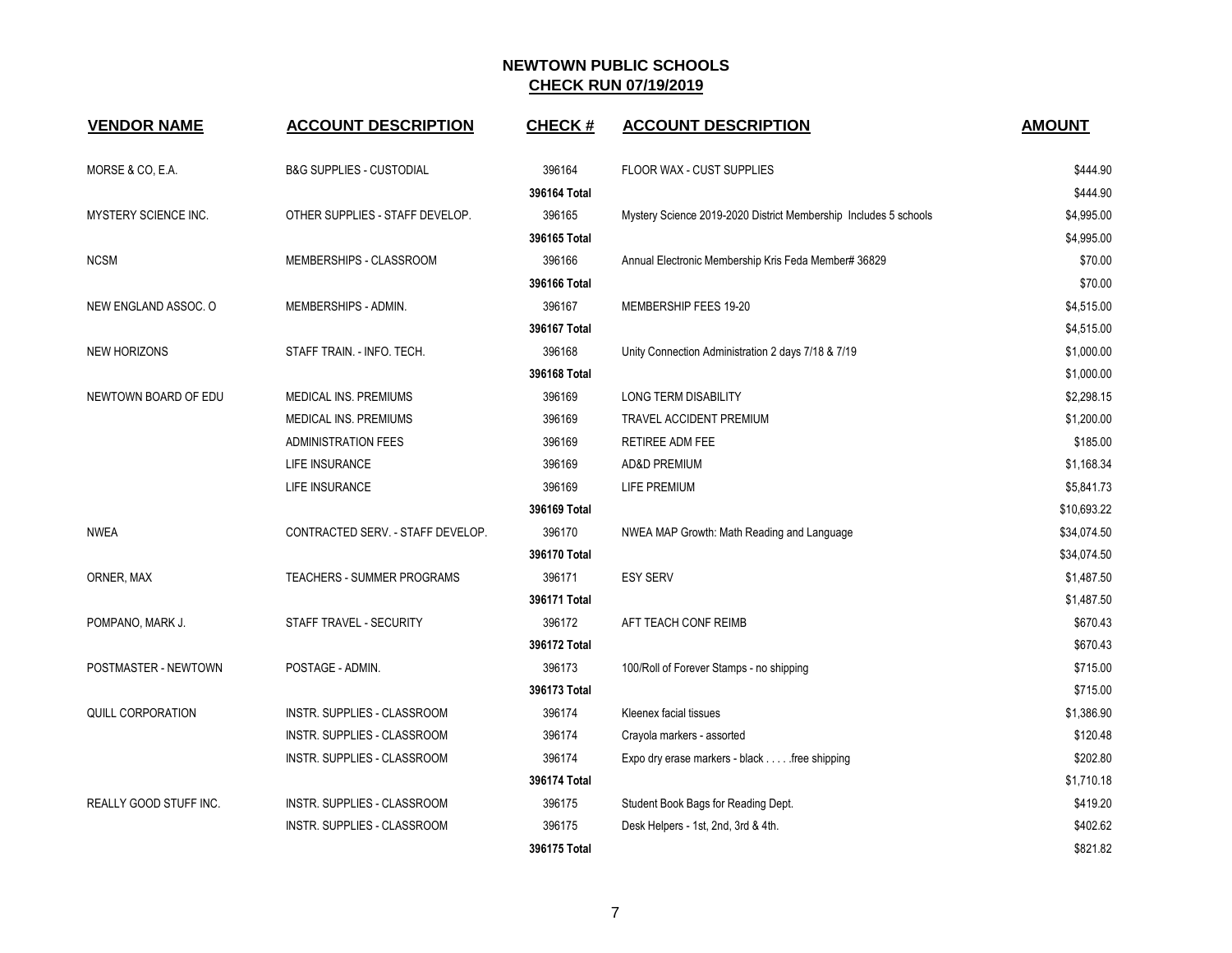# NEWTOWN PUBLIC SCHOOLS
## CHECK RUN 07/19/2019

| VENDOR NAME | ACCOUNT DESCRIPTION | CHECK # | ACCOUNT DESCRIPTION | AMOUNT |
|---|---|---|---|---|
| MORSE & CO, E.A. | B&G SUPPLIES - CUSTODIAL | 396164 | FLOOR WAX - CUST SUPPLIES | $444.90 |
| | | **396164 Total** | | $444.90 |
| MYSTERY SCIENCE INC. | OTHER SUPPLIES - STAFF DEVELOP. | 396165 | Mystery Science 2019-2020 District Membership Includes 5 schools | $4,995.00 |
| | | **396165 Total** | | $4,995.00 |
| NCSM | MEMBERSHIPS - CLASSROOM | 396166 | Annual Electronic Membership Kris Feda Member# 36829 | $70.00 |
| | | **396166 Total** | | $70.00 |
| NEW ENGLAND ASSOC. O | MEMBERSHIPS - ADMIN. | 396167 | MEMBERSHIP FEES 19-20 | $4,515.00 |
| | | **396167 Total** | | $4,515.00 |
| NEW HORIZONS | STAFF TRAIN. - INFO. TECH. | 396168 | Unity Connection Administration 2 days 7/18 & 7/19 | $1,000.00 |
| | | **396168 Total** | | $1,000.00 |
| NEWTOWN BOARD OF EDU | MEDICAL INS. PREMIUMS | 396169 | LONG TERM DISABILITY | $2,298.15 |
| | MEDICAL INS. PREMIUMS | 396169 | TRAVEL ACCIDENT PREMIUM | $1,200.00 |
| | ADMINISTRATION FEES | 396169 | RETIREE ADM FEE | $185.00 |
| | LIFE INSURANCE | 396169 | AD&D PREMIUM | $1,168.34 |
| | LIFE INSURANCE | 396169 | LIFE PREMIUM | $5,841.73 |
| | | **396169 Total** | | $10,693.22 |
| NWEA | CONTRACTED SERV. - STAFF DEVELOP. | 396170 | NWEA MAP Growth: Math Reading and Language | $34,074.50 |
| | | **396170 Total** | | $34,074.50 |
| ORNER, MAX | TEACHERS - SUMMER PROGRAMS | 396171 | ESY SERV | $1,487.50 |
| | | **396171 Total** | | $1,487.50 |
| POMPANO, MARK J. | STAFF TRAVEL - SECURITY | 396172 | AFT TEACH CONF REIMB | $670.43 |
| | | **396172 Total** | | $670.43 |
| POSTMASTER - NEWTOWN | POSTAGE - ADMIN. | 396173 | 100/Roll of Forever Stamps - no shipping | $715.00 |
| | | **396173 Total** | | $715.00 |
| QUILL CORPORATION | INSTR. SUPPLIES - CLASSROOM | 396174 | Kleenex facial tissues | $1,386.90 |
| | INSTR. SUPPLIES - CLASSROOM | 396174 | Crayola markers - assorted | $120.48 |
| | INSTR. SUPPLIES - CLASSROOM | 396174 | Expo dry erase markers - black . . . . .free shipping | $202.80 |
| | | **396174 Total** | | $1,710.18 |
| REALLY GOOD STUFF INC. | INSTR. SUPPLIES - CLASSROOM | 396175 | Student Book Bags for Reading Dept. | $419.20 |
| | INSTR. SUPPLIES - CLASSROOM | 396175 | Desk Helpers - 1st, 2nd, 3rd & 4th. | $402.62 |
| | | **396175 Total** | | $821.82 |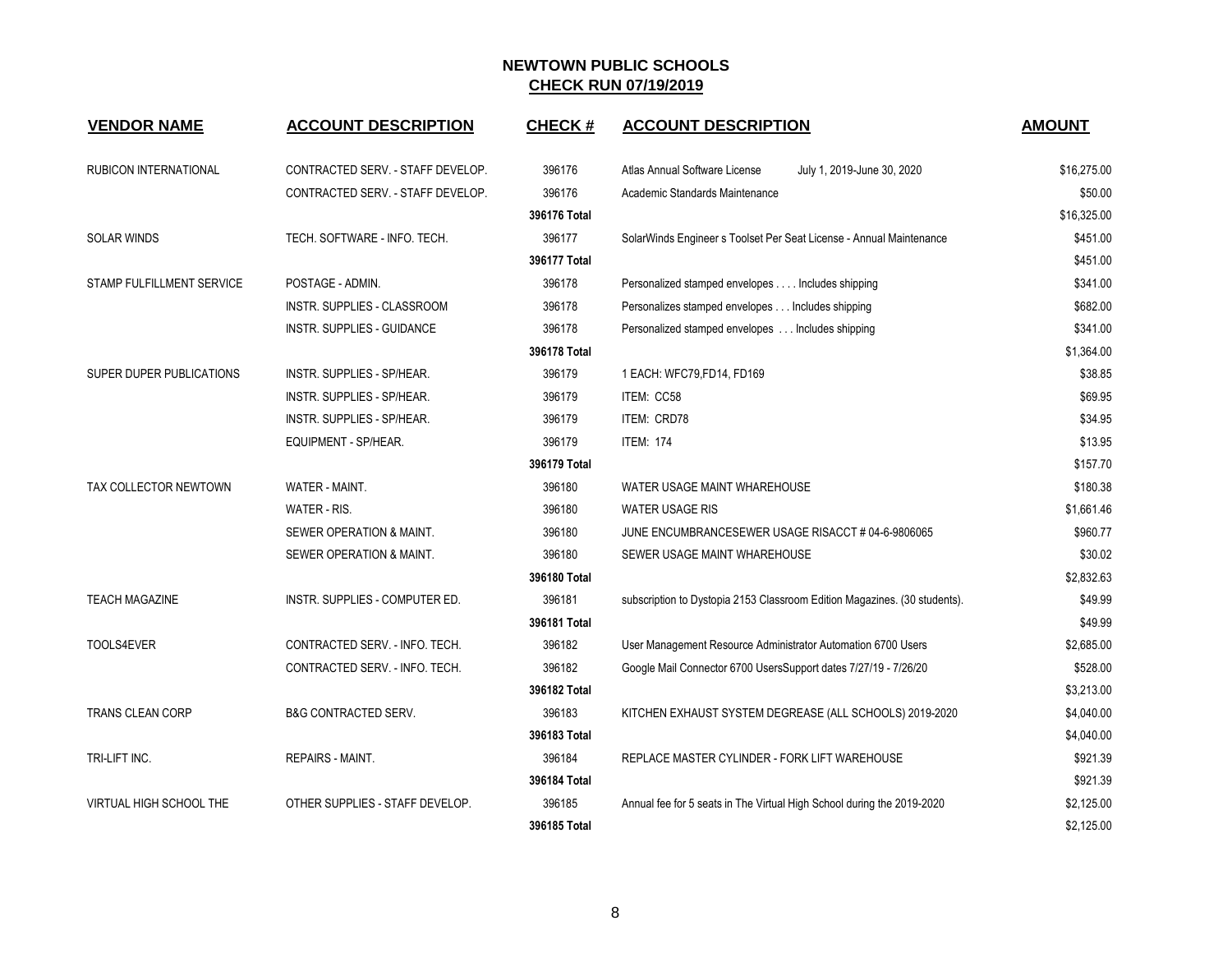# NEWTOWN PUBLIC SCHOOLS

## CHECK RUN 07/19/2019

| VENDOR NAME | ACCOUNT DESCRIPTION | CHECK # | ACCOUNT DESCRIPTION | AMOUNT |
|---|---|---|---|---|
| RUBICON INTERNATIONAL | CONTRACTED SERV. - STAFF DEVELOP. | 396176 | Atlas Annual Software License July 1, 2019-June 30, 2020 | $16,275.00 |
| | CONTRACTED SERV. - STAFF DEVELOP. | 396176 | Academic Standards Maintenance | $50.00 |
| | | **396176 Total** | | $16,325.00 |
| SOLAR WINDS | TECH. SOFTWARE - INFO. TECH. | 396177 | SolarWinds Engineer s Toolset Per Seat License - Annual Maintenance | $451.00 |
| | | **396177 Total** | | $451.00 |
| STAMP FULFILLMENT SERVICE | POSTAGE - ADMIN. | 396178 | Personalized stamped envelopes . . . . Includes shipping | $341.00 |
| | INSTR. SUPPLIES - CLASSROOM | 396178 | Personalizes stamped envelopes . . . Includes shipping | $682.00 |
| | INSTR. SUPPLIES - GUIDANCE | 396178 | Personalized stamped envelopes . . . Includes shipping | $341.00 |
| | | **396178 Total** | | $1,364.00 |
| SUPER DUPER PUBLICATIONS | INSTR. SUPPLIES - SP/HEAR. | 396179 | 1 EACH: WFC79,FD14, FD169 | $38.85 |
| | INSTR. SUPPLIES - SP/HEAR. | 396179 | ITEM: CC58 | $69.95 |
| | INSTR. SUPPLIES - SP/HEAR. | 396179 | ITEM: CRD78 | $34.95 |
| | EQUIPMENT - SP/HEAR. | 396179 | ITEM: 174 | $13.95 |
| | | **396179 Total** | | $157.70 |
| TAX COLLECTOR NEWTOWN | WATER - MAINT. | 396180 | WATER USAGE MAINT WHAREHOUSE | $180.38 |
| | WATER - RIS. | 396180 | WATER USAGE RIS | $1,661.46 |
| | SEWER OPERATION & MAINT. | 396180 | JUNE ENCUMBRANCESEWER USAGE RISACCT # 04-6-9806065 | $960.77 |
| | SEWER OPERATION & MAINT. | 396180 | SEWER USAGE MAINT WHAREHOUSE | $30.02 |
| | | **396180 Total** | | $2,832.63 |
| TEACH MAGAZINE | INSTR. SUPPLIES - COMPUTER ED. | 396181 | subscription to Dystopia 2153 Classroom Edition Magazines. (30 students). | $49.99 |
| | | **396181 Total** | | $49.99 |
| TOOLS4EVER | CONTRACTED SERV. - INFO. TECH. | 396182 | User Management Resource Administrator Automation 6700 Users | $2,685.00 |
| | CONTRACTED SERV. - INFO. TECH. | 396182 | Google Mail Connector 6700 UsersSupport dates 7/27/19 - 7/26/20 | $528.00 |
| | | **396182 Total** | | $3,213.00 |
| TRANS CLEAN CORP | B&G CONTRACTED SERV. | 396183 | KITCHEN EXHAUST SYSTEM DEGREASE (ALL SCHOOLS) 2019-2020 | $4,040.00 |
| | | **396183 Total** | | $4,040.00 |
| TRI-LIFT INC. | REPAIRS - MAINT. | 396184 | REPLACE MASTER CYLINDER - FORK LIFT WAREHOUSE | $921.39 |
| | | **396184 Total** | | $921.39 |
| VIRTUAL HIGH SCHOOL THE | OTHER SUPPLIES - STAFF DEVELOP. | 396185 | Annual fee for 5 seats in The Virtual High School during the 2019-2020 | $2,125.00 |
| | | **396185 Total** | | $2,125.00 |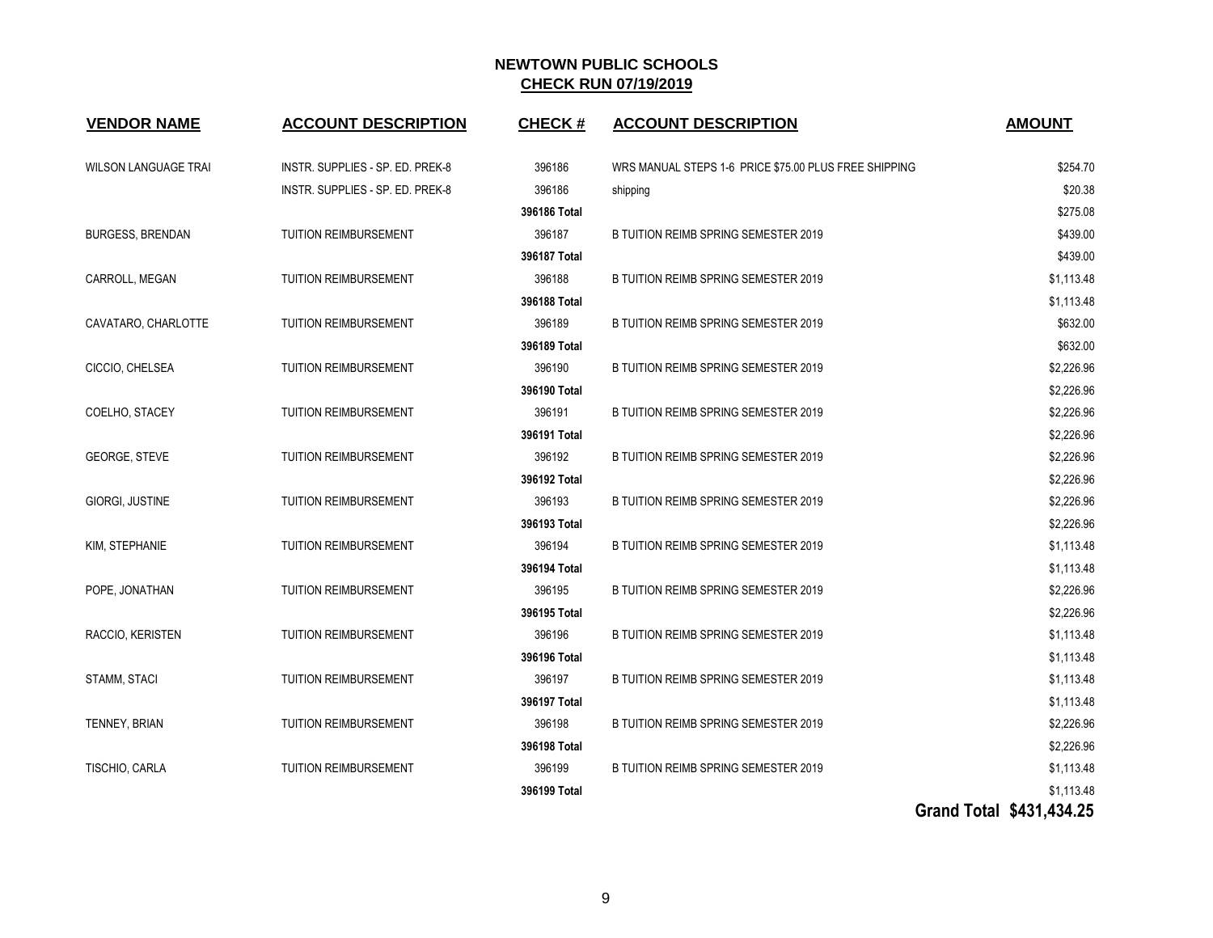# NEWTOWN PUBLIC SCHOOLS

## CHECK RUN 07/19/2019

| VENDOR NAME | ACCOUNT DESCRIPTION | CHECK # | ACCOUNT DESCRIPTION | AMOUNT |
|---|---|---|---|---|
| WILSON LANGUAGE TRAI | INSTR. SUPPLIES - SP. ED. PREK-8 | 396186 | WRS MANUAL STEPS 1-6 PRICE $75.00 PLUS FREE SHIPPING | $254.70 |
| | INSTR. SUPPLIES - SP. ED. PREK-8 | 396186 | shipping | $20.38 |
| | | **396186 Total** | | $275.08 |
| BURGESS, BRENDAN | TUITION REIMBURSEMENT | 396187 | B TUITION REIMB SPRING SEMESTER 2019 | $439.00 |
| | | **396187 Total** | | $439.00 |
| CARROLL, MEGAN | TUITION REIMBURSEMENT | 396188 | B TUITION REIMB SPRING SEMESTER 2019 | $1,113.48 |
| | | **396188 Total** | | $1,113.48 |
| CAVATARO, CHARLOTTE | TUITION REIMBURSEMENT | 396189 | B TUITION REIMB SPRING SEMESTER 2019 | $632.00 |
| | | **396189 Total** | | $632.00 |
| CICCIO, CHELSEA | TUITION REIMBURSEMENT | 396190 | B TUITION REIMB SPRING SEMESTER 2019 | $2,226.96 |
| | | **396190 Total** | | $2,226.96 |
| COELHO, STACEY | TUITION REIMBURSEMENT | 396191 | B TUITION REIMB SPRING SEMESTER 2019 | $2,226.96 |
| | | **396191 Total** | | $2,226.96 |
| GEORGE, STEVE | TUITION REIMBURSEMENT | 396192 | B TUITION REIMB SPRING SEMESTER 2019 | $2,226.96 |
| | | **396192 Total** | | $2,226.96 |
| GIORGI, JUSTINE | TUITION REIMBURSEMENT | 396193 | B TUITION REIMB SPRING SEMESTER 2019 | $2,226.96 |
| | | **396193 Total** | | $2,226.96 |
| KIM, STEPHANIE | TUITION REIMBURSEMENT | 396194 | B TUITION REIMB SPRING SEMESTER 2019 | $1,113.48 |
| | | **396194 Total** | | $1,113.48 |
| POPE, JONATHAN | TUITION REIMBURSEMENT | 396195 | B TUITION REIMB SPRING SEMESTER 2019 | $2,226.96 |
| | | **396195 Total** | | $2,226.96 |
| RACCIO, KERISTEN | TUITION REIMBURSEMENT | 396196 | B TUITION REIMB SPRING SEMESTER 2019 | $1,113.48 |
| | | **396196 Total** | | $1,113.48 |
| STAMM, STACI | TUITION REIMBURSEMENT | 396197 | B TUITION REIMB SPRING SEMESTER 2019 | $1,113.48 |
| | | **396197 Total** | | $1,113.48 |
| TENNEY, BRIAN | TUITION REIMBURSEMENT | 396198 | B TUITION REIMB SPRING SEMESTER 2019 | $2,226.96 |
| | | **396198 Total** | | $2,226.96 |
| TISCHIO, CARLA | TUITION REIMBURSEMENT | 396199 | B TUITION REIMB SPRING SEMESTER 2019 | $1,113.48 |
| | | **396199 Total** | | $1,113.48 |
| | | | **Grand Total** | **$431,434.25** |